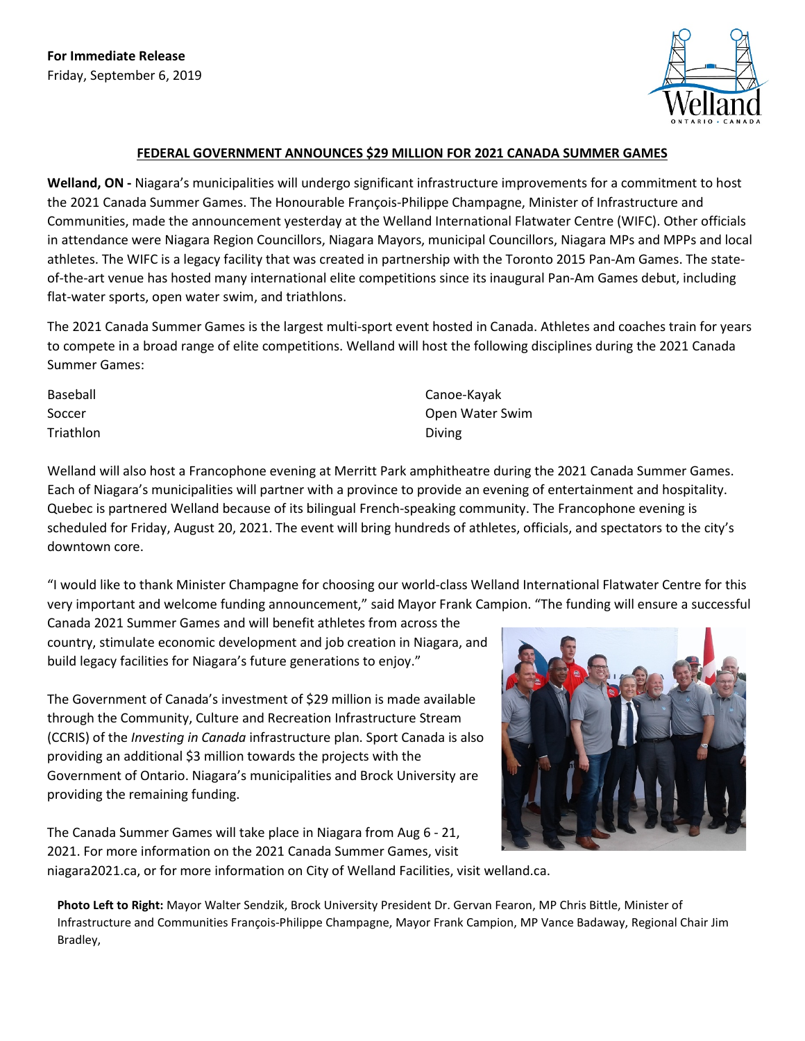**For Immediate Release**
Friday, September 6, 2019

## FEDERAL GOVERNMENT ANNOUNCES $29 MILLION FOR 2021 CANADA SUMMER GAMES

**Welland, ON -** Niagara's municipalities will undergo significant infrastructure improvements for a commitment to host the 2021 Canada Summer Games. The Honourable François-Philippe Champagne, Minister of Infrastructure and Communities, made the announcement yesterday at the Welland International Flatwater Centre (WIFC). Other officials in attendance were Niagara Region Councillors, Niagara Mayors, municipal Councillors, Niagara MPs and MPPs and local athletes. The WIFC is a legacy facility that was created in partnership with the Toronto 2015 Pan-Am Games. The state-of-the-art venue has hosted many international elite competitions since its inaugural Pan-Am Games debut, including flat-water sports, open water swim, and triathlons.

The 2021 Canada Summer Games is the largest multi-sport event hosted in Canada. Athletes and coaches train for years to compete in a broad range of elite competitions. Welland will host the following disciplines during the 2021 Canada Summer Games:

| | |
|---|---|
| Baseball | Canoe-Kayak |
| Soccer | Open Water Swim |
| Triathlon | Diving |

Welland will also host a Francophone evening at Merritt Park amphitheatre during the 2021 Canada Summer Games. Each of Niagara's municipalities will partner with a province to provide an evening of entertainment and hospitality. Quebec is partnered Welland because of its bilingual French-speaking community. The Francophone evening is scheduled for Friday, August 20, 2021. The event will bring hundreds of athletes, officials, and spectators to the city's downtown core.

"I would like to thank Minister Champagne for choosing our world-class Welland International Flatwater Centre for this very important and welcome funding announcement," said Mayor Frank Campion. "The funding will ensure a successful Canada 2021 Summer Games and will benefit athletes from across the country, stimulate economic development and job creation in Niagara, and build legacy facilities for Niagara's future generations to enjoy."

The Government of Canada's investment of $29 million is made available through the Community, Culture and Recreation Infrastructure Stream (CCRIS) of the *Investing in Canada* infrastructure plan. Sport Canada is also providing an additional $3 million towards the projects with the Government of Ontario. Niagara's municipalities and Brock University are providing the remaining funding.

The Canada Summer Games will take place in Niagara from Aug 6 - 21, 2021. For more information on the 2021 Canada Summer Games, visit niagara2021.ca, or for more information on City of Welland Facilities, visit welland.ca.

**Photo Left to Right:** Mayor Walter Sendzik, Brock University President Dr. Gervan Fearon, MP Chris Bittle, Minister of Infrastructure and Communities François-Philippe Champagne, Mayor Frank Campion, MP Vance Badaway, Regional Chair Jim Bradley,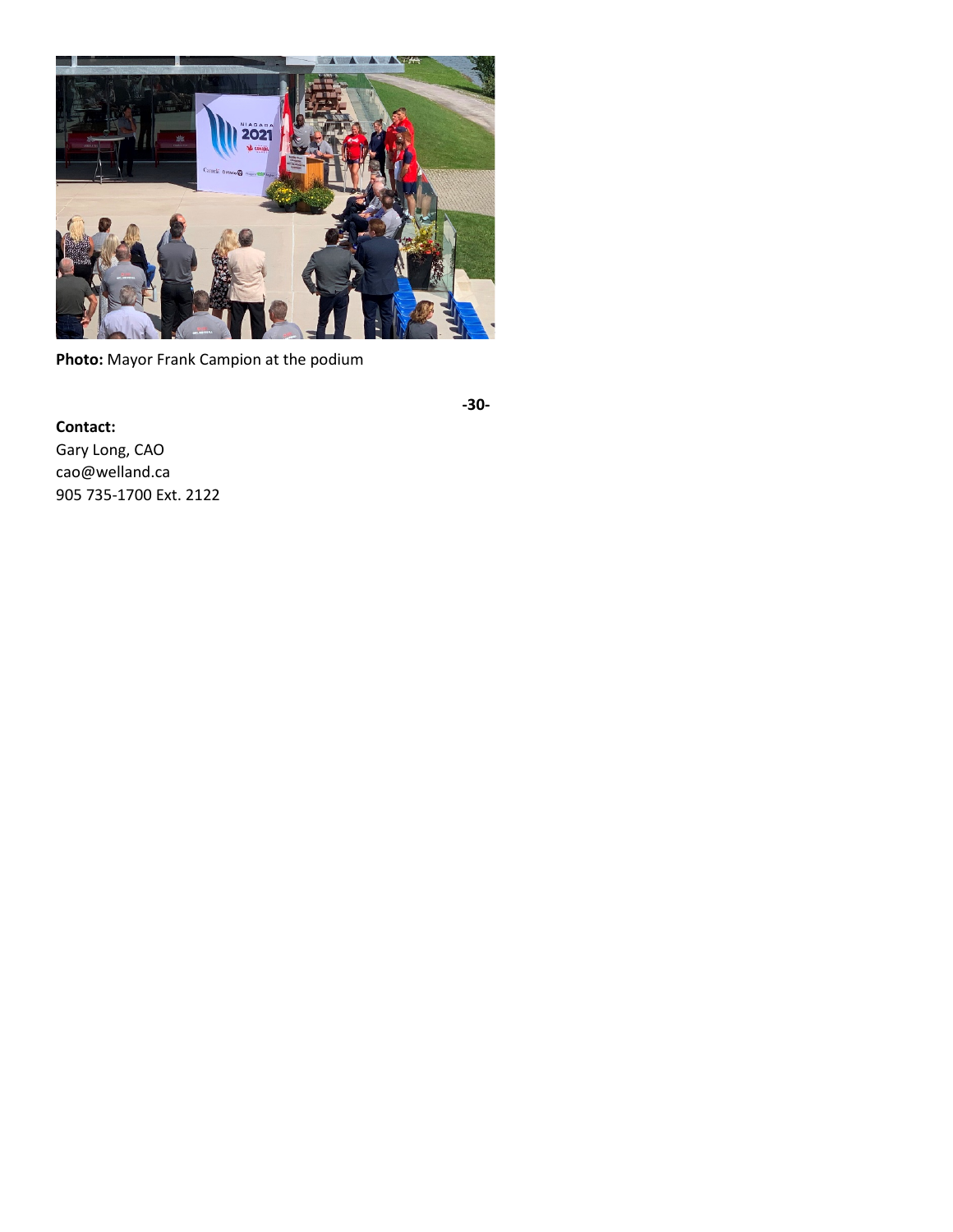**Photo:** Mayor Frank Campion at the podium

-30-

**Contact:**
Gary Long, CAO
cao@welland.ca
905 735-1700 Ext. 2122